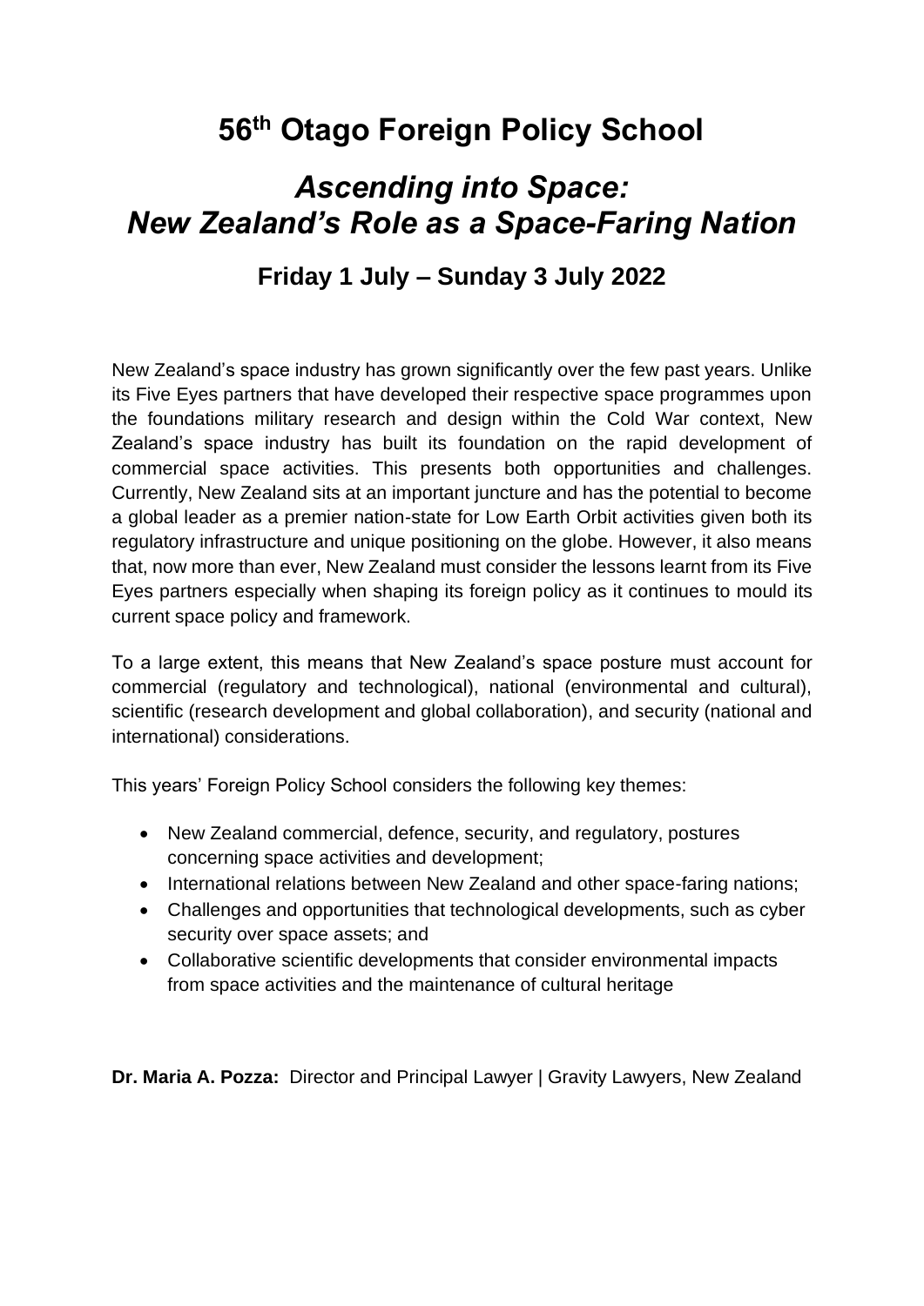# 56th Otago Foreign Policy School

## *Ascending into Space: New Zealand's Role as a Space-Faring Nation*

### Friday 1 July – Sunday 3 July 2022

New Zealand's space industry has grown significantly over the few past years. Unlike its Five Eyes partners that have developed their respective space programmes upon the foundations military research and design within the Cold War context, New Zealand's space industry has built its foundation on the rapid development of commercial space activities. This presents both opportunities and challenges. Currently, New Zealand sits at an important juncture and has the potential to become a global leader as a premier nation-state for Low Earth Orbit activities given both its regulatory infrastructure and unique positioning on the globe. However, it also means that, now more than ever, New Zealand must consider the lessons learnt from its Five Eyes partners especially when shaping its foreign policy as it continues to mould its current space policy and framework.

To a large extent, this means that New Zealand's space posture must account for commercial (regulatory and technological), national (environmental and cultural), scientific (research development and global collaboration), and security (national and international) considerations.

This years' Foreign Policy School considers the following key themes:

- New Zealand commercial, defence, security, and regulatory, postures concerning space activities and development;
- International relations between New Zealand and other space-faring nations;
- Challenges and opportunities that technological developments, such as cyber security over space assets; and
- Collaborative scientific developments that consider environmental impacts from space activities and the maintenance of cultural heritage

**Dr. Maria A. Pozza:** Director and Principal Lawyer | Gravity Lawyers, New Zealand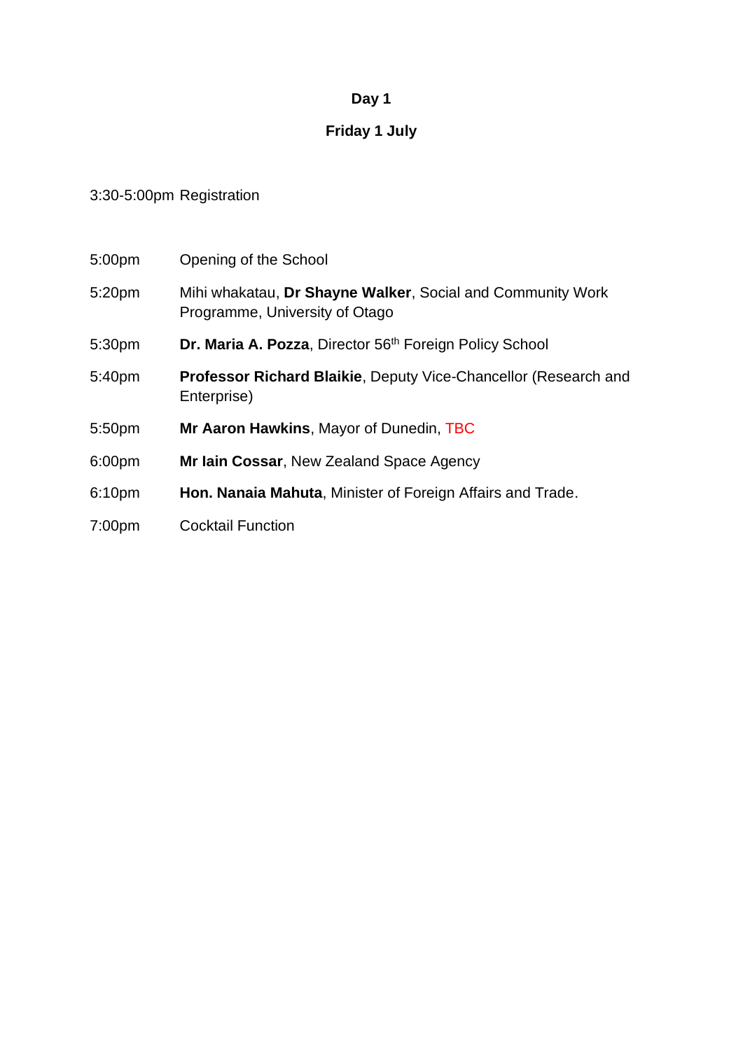## Day 1

## Friday 1 July

3:30-5:00pm Registration

| | |
|---|---|
| 5:00pm | Opening of the School |
| 5:20pm | Mihi whakatau, **Dr Shayne Walker**, Social and Community Work Programme, University of Otago |
| 5:30pm | **Dr. Maria A. Pozza**, Director 56th Foreign Policy School |
| 5:40pm | **Professor Richard Blaikie**, Deputy Vice-Chancellor (Research and Enterprise) |
| 5:50pm | **Mr Aaron Hawkins**, Mayor of Dunedin, TBC |
| 6:00pm | **Mr Iain Cossar**, New Zealand Space Agency |
| 6:10pm | **Hon. Nanaia Mahuta**, Minister of Foreign Affairs and Trade. |
| 7:00pm | Cocktail Function |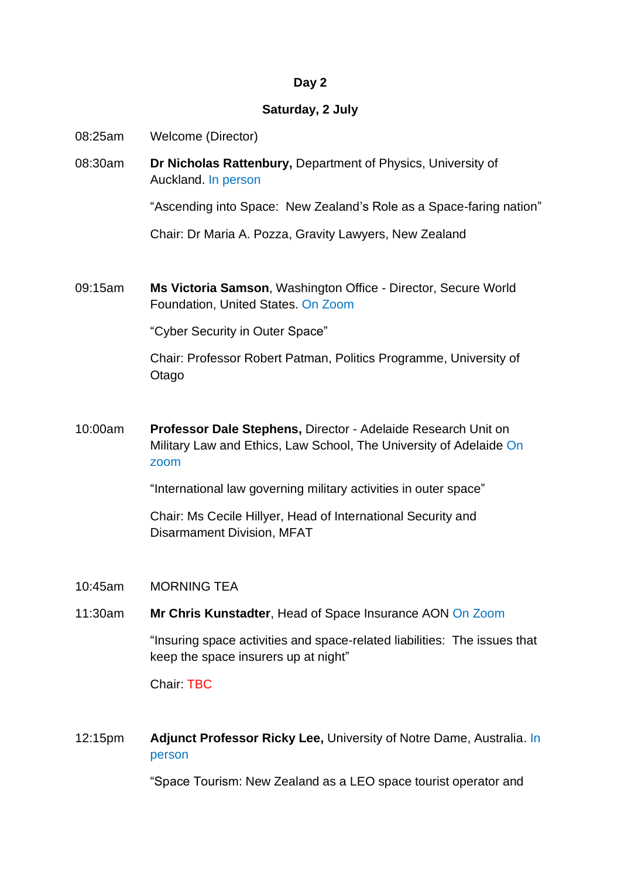**Day 2**

**Saturday, 2 July**

08:25am Welcome (Director)

08:30am **Dr Nicholas Rattenbury,** Department of Physics, University of Auckland. In person

"Ascending into Space: New Zealand's Role as a Space-faring nation"

Chair: Dr Maria A. Pozza, Gravity Lawyers, New Zealand

09:15am **Ms Victoria Samson**, Washington Office - Director, Secure World Foundation, United States. On Zoom

"Cyber Security in Outer Space"

Chair: Professor Robert Patman, Politics Programme, University of Otago

10:00am **Professor Dale Stephens,** Director - Adelaide Research Unit on Military Law and Ethics, Law School, The University of Adelaide On zoom

"International law governing military activities in outer space"

Chair: Ms Cecile Hillyer, Head of International Security and Disarmament Division, MFAT

10:45am MORNING TEA

11:30am **Mr Chris Kunstadter**, Head of Space Insurance AON On Zoom

"Insuring space activities and space-related liabilities: The issues that keep the space insurers up at night"

Chair: TBC

12:15pm **Adjunct Professor Ricky Lee,** University of Notre Dame, Australia. In person

"Space Tourism: New Zealand as a LEO space tourist operator and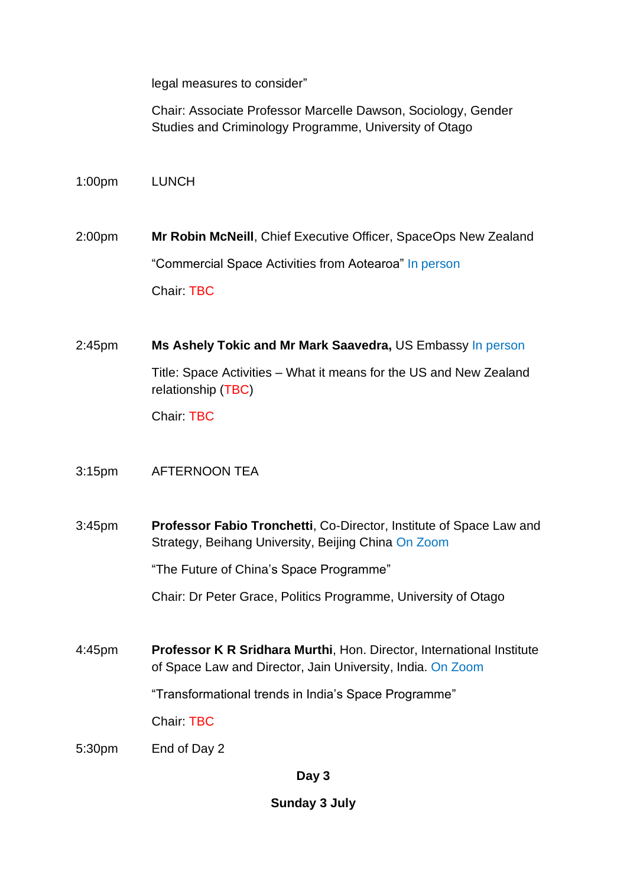legal measures to consider"

Chair: Associate Professor Marcelle Dawson, Sociology, Gender Studies and Criminology Programme, University of Otago

1:00pm LUNCH

2:00pm **Mr Robin McNeill**, Chief Executive Officer, SpaceOps New Zealand

"Commercial Space Activities from Aotearoa" In person

Chair: TBC

2:45pm **Ms Ashely Tokic and Mr Mark Saavedra,** US Embassy In person

Title: Space Activities – What it means for the US and New Zealand relationship (TBC)

Chair: TBC

3:15pm AFTERNOON TEA

3:45pm **Professor Fabio Tronchetti**, Co-Director, Institute of Space Law and Strategy, Beihang University, Beijing China On Zoom

"The Future of China's Space Programme"

Chair: Dr Peter Grace, Politics Programme, University of Otago

4:45pm **Professor K R Sridhara Murthi**, Hon. Director, International Institute of Space Law and Director, Jain University, India. On Zoom

"Transformational trends in India's Space Programme"

Chair: TBC

5:30pm End of Day 2

**Day 3**

**Sunday 3 July**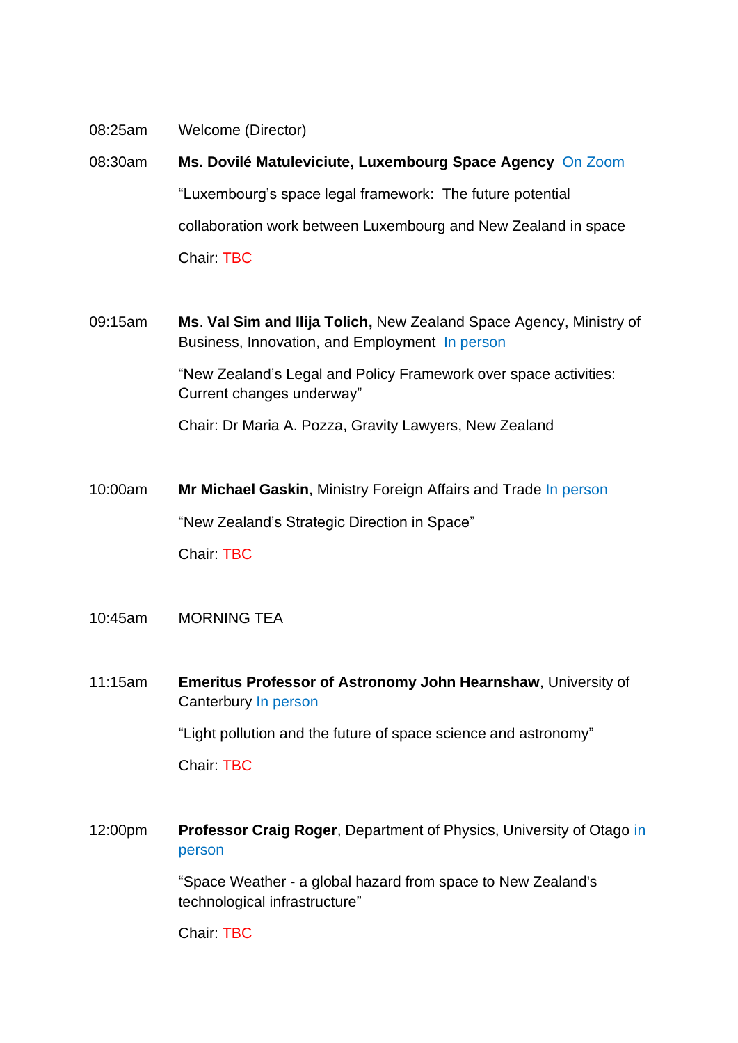| | |
|---|---|
| 08:25am | Welcome (Director) |
| 08:30am | **Ms. Dovilé Matuleviciute, Luxembourg Space Agency** On Zoom<br><br>“Luxembourg’s space legal framework: The future potential collaboration work between Luxembourg and New Zealand in space<br><br>Chair: TBC |
| 09:15am | **Ms**. **Val Sim and Ilija Tolich,** New Zealand Space Agency, Ministry of Business, Innovation, and Employment In person<br><br>“New Zealand’s Legal and Policy Framework over space activities: Current changes underway”<br><br>Chair: Dr Maria A. Pozza, Gravity Lawyers, New Zealand |
| 10:00am | **Mr Michael Gaskin**, Ministry Foreign Affairs and Trade In person<br><br>“New Zealand’s Strategic Direction in Space”<br><br>Chair: TBC |
| 10:45am | MORNING TEA |
| 11:15am | **Emeritus Professor of Astronomy John Hearnshaw**, University of Canterbury In person<br><br>“Light pollution and the future of space science and astronomy”<br><br>Chair: TBC |
| 12:00pm | **Professor Craig Roger**, Department of Physics, University of Otago in person<br><br>“Space Weather - a global hazard from space to New Zealand's technological infrastructure”<br><br>Chair: TBC |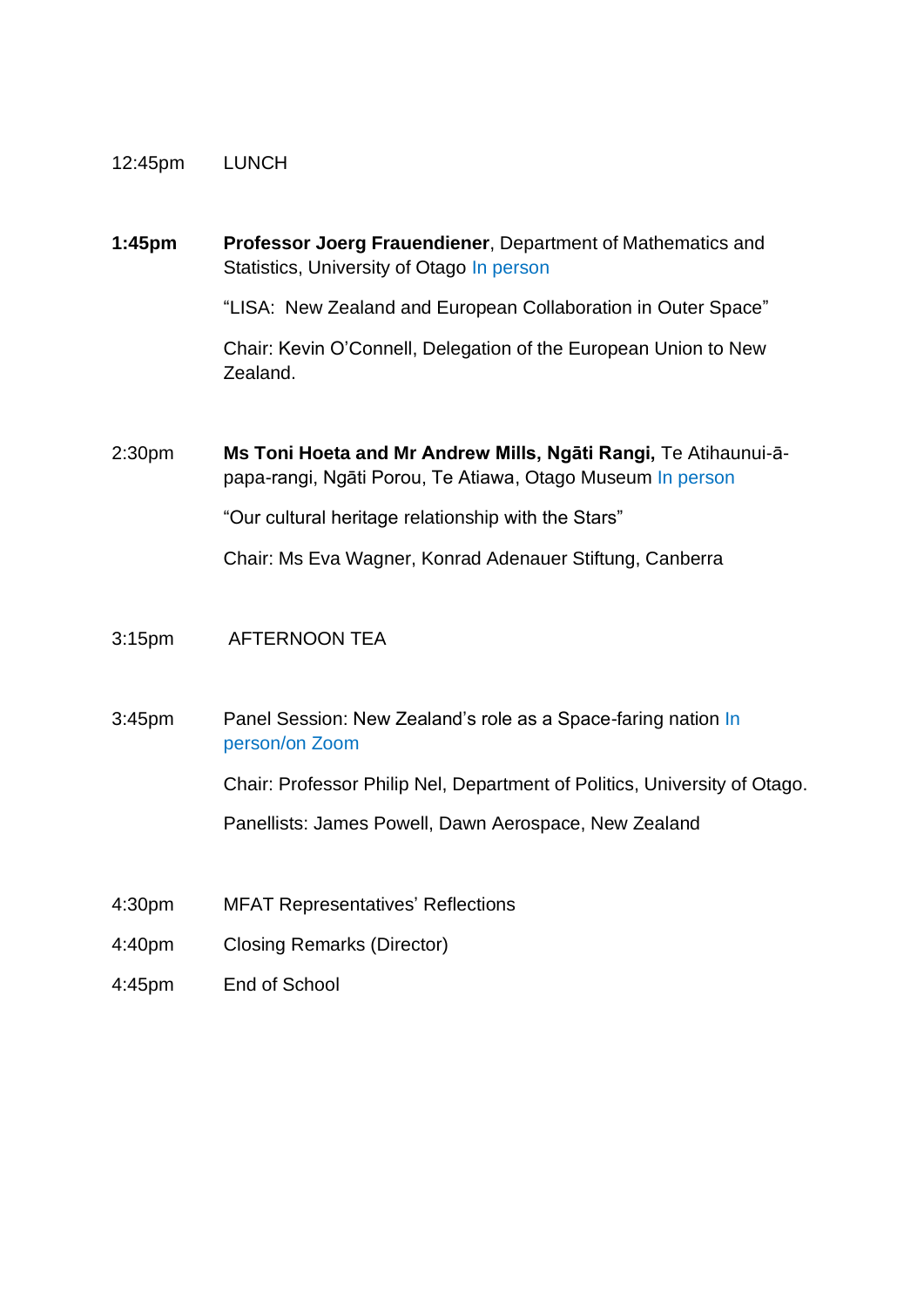12:45pm LUNCH

**1:45pm** **Professor Joerg Frauendiener**, Department of Mathematics and Statistics, University of Otago In person

"LISA: New Zealand and European Collaboration in Outer Space"

Chair: Kevin O'Connell, Delegation of the European Union to New Zealand.

2:30pm **Ms Toni Hoeta and Mr Andrew Mills, Ngāti Rangi,** Te Atihaunui-ā-papa-rangi, Ngāti Porou, Te Atiawa, Otago Museum In person

"Our cultural heritage relationship with the Stars"

Chair: Ms Eva Wagner, Konrad Adenauer Stiftung, Canberra

3:15pm AFTERNOON TEA

3:45pm Panel Session: New Zealand's role as a Space-faring nation In person/on Zoom

Chair: Professor Philip Nel, Department of Politics, University of Otago.

Panellists: James Powell, Dawn Aerospace, New Zealand

4:30pm MFAT Representatives' Reflections

4:40pm Closing Remarks (Director)

4:45pm End of School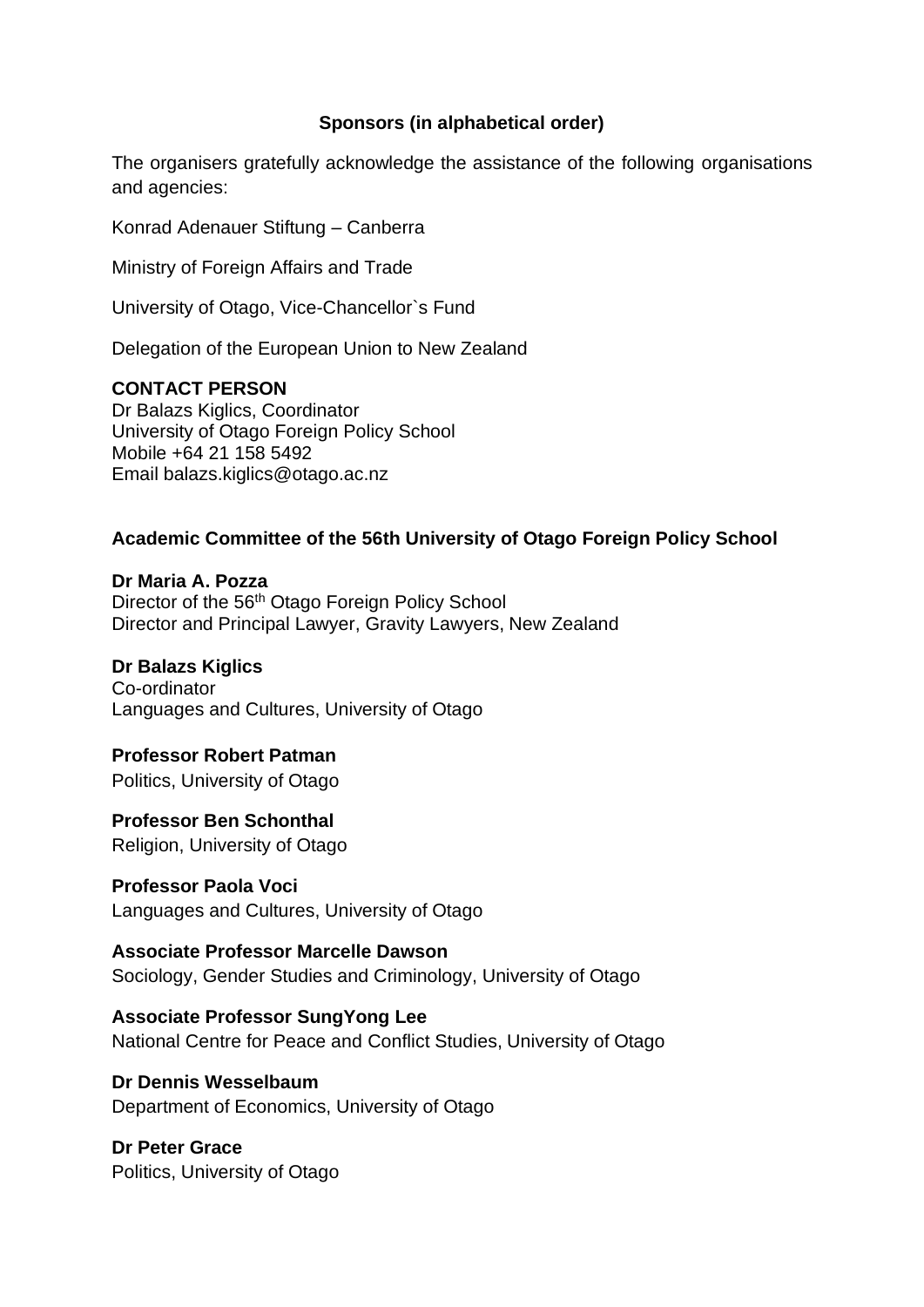## Sponsors (in alphabetical order)

The organisers gratefully acknowledge the assistance of the following organisations and agencies:

Konrad Adenauer Stiftung – Canberra

Ministry of Foreign Affairs and Trade

University of Otago, Vice-Chancellor`s Fund

Delegation of the European Union to New Zealand

**CONTACT PERSON**
Dr Balazs Kiglics, Coordinator
University of Otago Foreign Policy School
Mobile +64 21 158 5492
Email balazs.kiglics@otago.ac.nz

## Academic Committee of the 56th University of Otago Foreign Policy School

**Dr Maria A. Pozza**
Director of the 56th Otago Foreign Policy School
Director and Principal Lawyer, Gravity Lawyers, New Zealand

**Dr Balazs Kiglics**
Co-ordinator
Languages and Cultures, University of Otago

**Professor Robert Patman**
Politics, University of Otago

**Professor Ben Schonthal**
Religion, University of Otago

**Professor Paola Voci**
Languages and Cultures, University of Otago

**Associate Professor Marcelle Dawson**
Sociology, Gender Studies and Criminology, University of Otago

**Associate Professor SungYong Lee**
National Centre for Peace and Conflict Studies, University of Otago

**Dr Dennis Wesselbaum**
Department of Economics, University of Otago

**Dr Peter Grace**
Politics, University of Otago